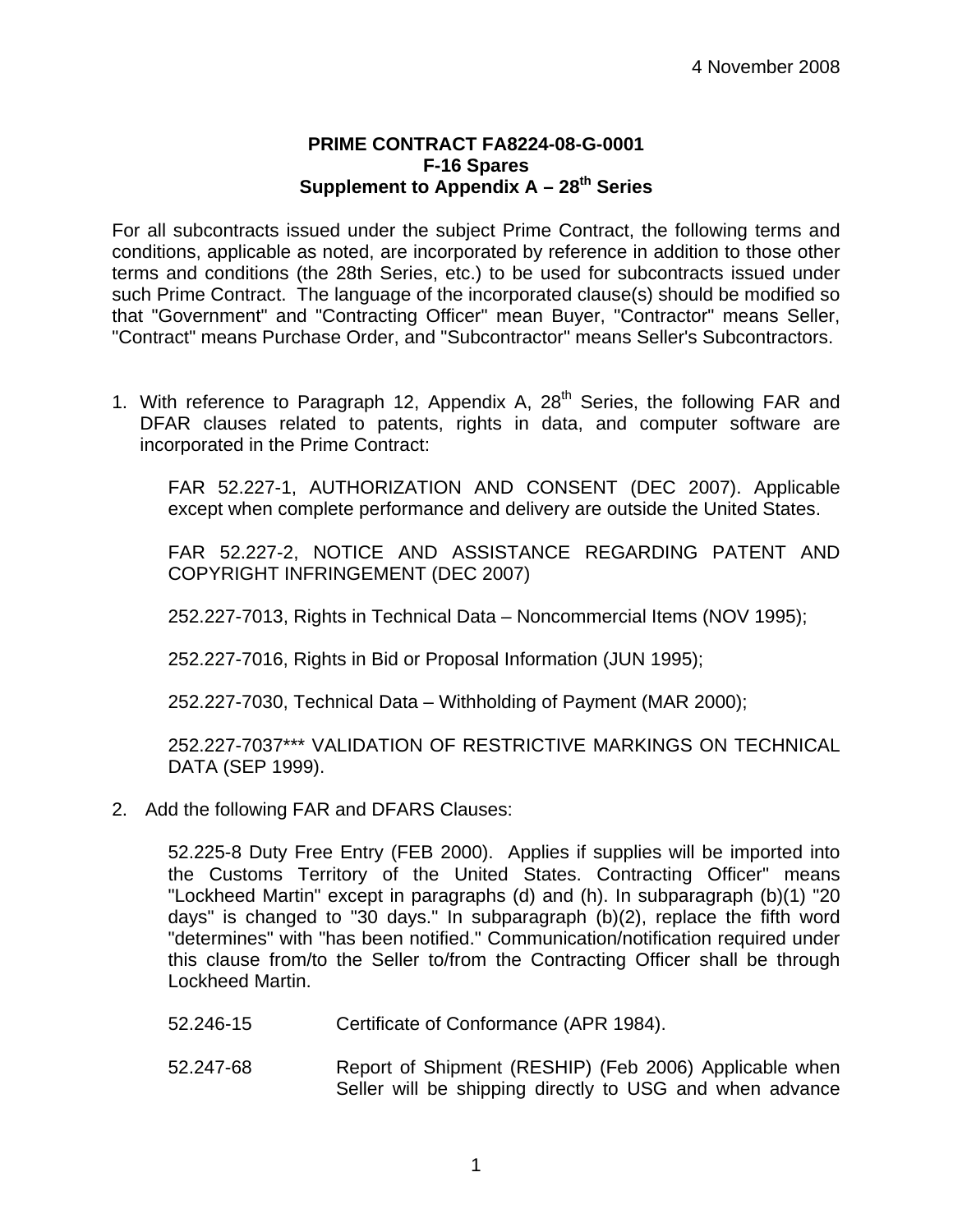4 November 2008

**PRIME CONTRACT FA8224-08-G-0001**
**F-16 Spares**
**Supplement to Appendix A – 28th Series**

For all subcontracts issued under the subject Prime Contract, the following terms and conditions, applicable as noted, are incorporated by reference in addition to those other terms and conditions (the 28th Series, etc.) to be used for subcontracts issued under such Prime Contract. The language of the incorporated clause(s) should be modified so that "Government" and "Contracting Officer" mean Buyer, "Contractor" means Seller, "Contract" means Purchase Order, and "Subcontractor" means Seller's Subcontractors.

1. With reference to Paragraph 12, Appendix A, 28th Series, the following FAR and DFAR clauses related to patents, rights in data, and computer software are incorporated in the Prime Contract:

   FAR 52.227-1, AUTHORIZATION AND CONSENT (DEC 2007). Applicable except when complete performance and delivery are outside the United States.

   FAR 52.227-2, NOTICE AND ASSISTANCE REGARDING PATENT AND COPYRIGHT INFRINGEMENT (DEC 2007)

   252.227-7013, Rights in Technical Data – Noncommercial Items (NOV 1995);

   252.227-7016, Rights in Bid or Proposal Information (JUN 1995);

   252.227-7030, Technical Data – Withholding of Payment (MAR 2000);

   252.227-7037*** VALIDATION OF RESTRICTIVE MARKINGS ON TECHNICAL DATA (SEP 1999).

2. Add the following FAR and DFARS Clauses:

   52.225-8 Duty Free Entry (FEB 2000). Applies if supplies will be imported into the Customs Territory of the United States. Contracting Officer" means "Lockheed Martin" except in paragraphs (d) and (h). In subparagraph (b)(1) "20 days" is changed to "30 days." In subparagraph (b)(2), replace the fifth word "determines" with "has been notified." Communication/notification required under this clause from/to the Seller to/from the Contracting Officer shall be through Lockheed Martin.

   52.246-15 Certificate of Conformance (APR 1984).

   52.247-68 Report of Shipment (RESHIP) (Feb 2006) Applicable when Seller will be shipping directly to USG and when advance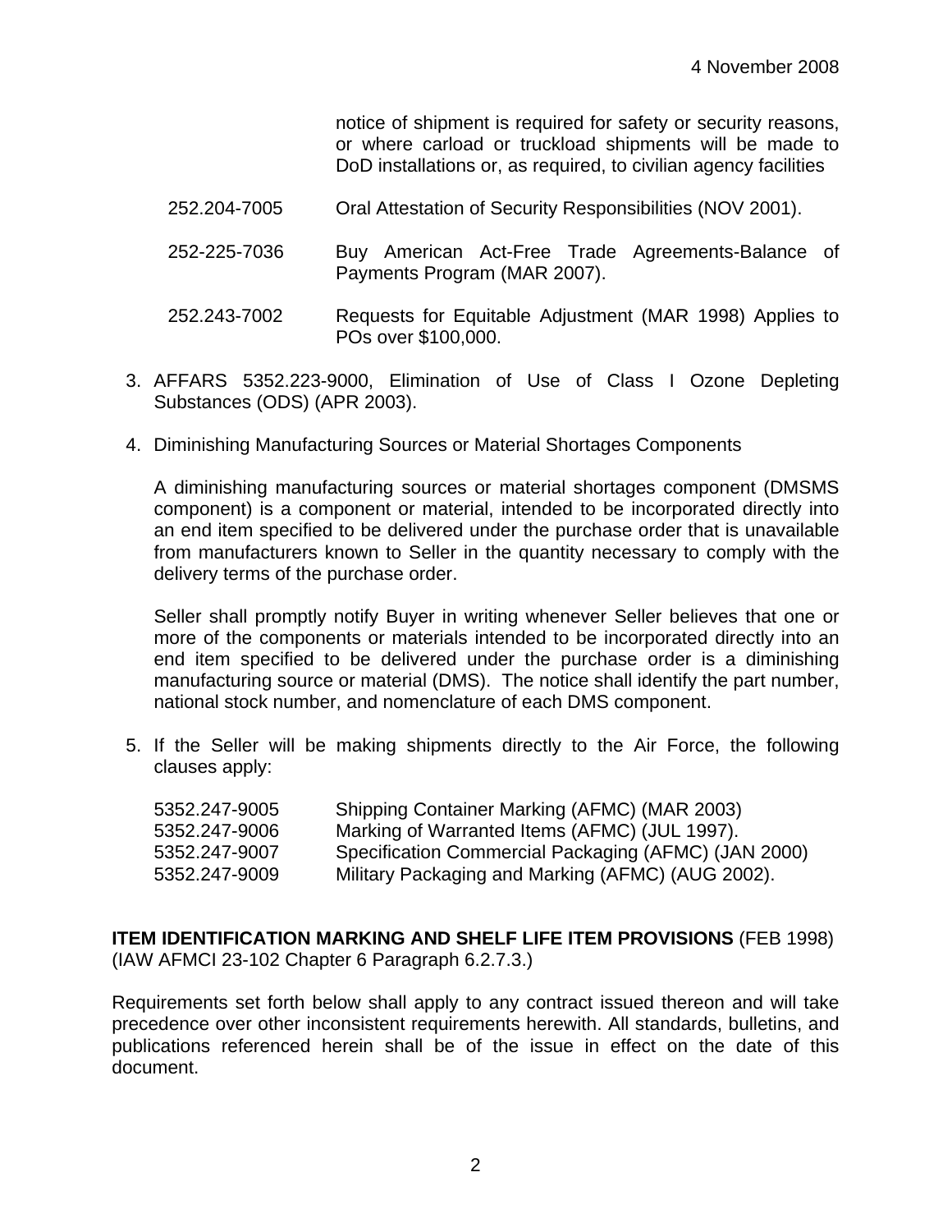notice of shipment is required for safety or security reasons, or where carload or truckload shipments will be made to DoD installations or, as required, to civilian agency facilities

| | |
|---|---|
| 252.204-7005 | Oral Attestation of Security Responsibilities (NOV 2001). |
| 252-225-7036 | Buy American Act-Free Trade Agreements-Balance of Payments Program (MAR 2007). |
| 252.243-7002 | Requests for Equitable Adjustment (MAR 1998) Applies to POs over $100,000. |

3. AFFARS 5352.223-9000, Elimination of Use of Class I Ozone Depleting Substances (ODS) (APR 2003).

4. Diminishing Manufacturing Sources or Material Shortages Components

   A diminishing manufacturing sources or material shortages component (DMSMS component) is a component or material, intended to be incorporated directly into an end item specified to be delivered under the purchase order that is unavailable from manufacturers known to Seller in the quantity necessary to comply with the delivery terms of the purchase order.

   Seller shall promptly notify Buyer in writing whenever Seller believes that one or more of the components or materials intended to be incorporated directly into an end item specified to be delivered under the purchase order is a diminishing manufacturing source or material (DMS). The notice shall identify the part number, national stock number, and nomenclature of each DMS component.

5. If the Seller will be making shipments directly to the Air Force, the following clauses apply:

| | |
|---|---|
| 5352.247-9005 | Shipping Container Marking (AFMC) (MAR 2003) |
| 5352.247-9006 | Marking of Warranted Items (AFMC) (JUL 1997). |
| 5352.247-9007 | Specification Commercial Packaging (AFMC) (JAN 2000) |
| 5352.247-9009 | Military Packaging and Marking (AFMC) (AUG 2002). |

**ITEM IDENTIFICATION MARKING AND SHELF LIFE ITEM PROVISIONS** (FEB 1998) (IAW AFMCI 23-102 Chapter 6 Paragraph 6.2.7.3.)

Requirements set forth below shall apply to any contract issued thereon and will take precedence over other inconsistent requirements herewith. All standards, bulletins, and publications referenced herein shall be of the issue in effect on the date of this document.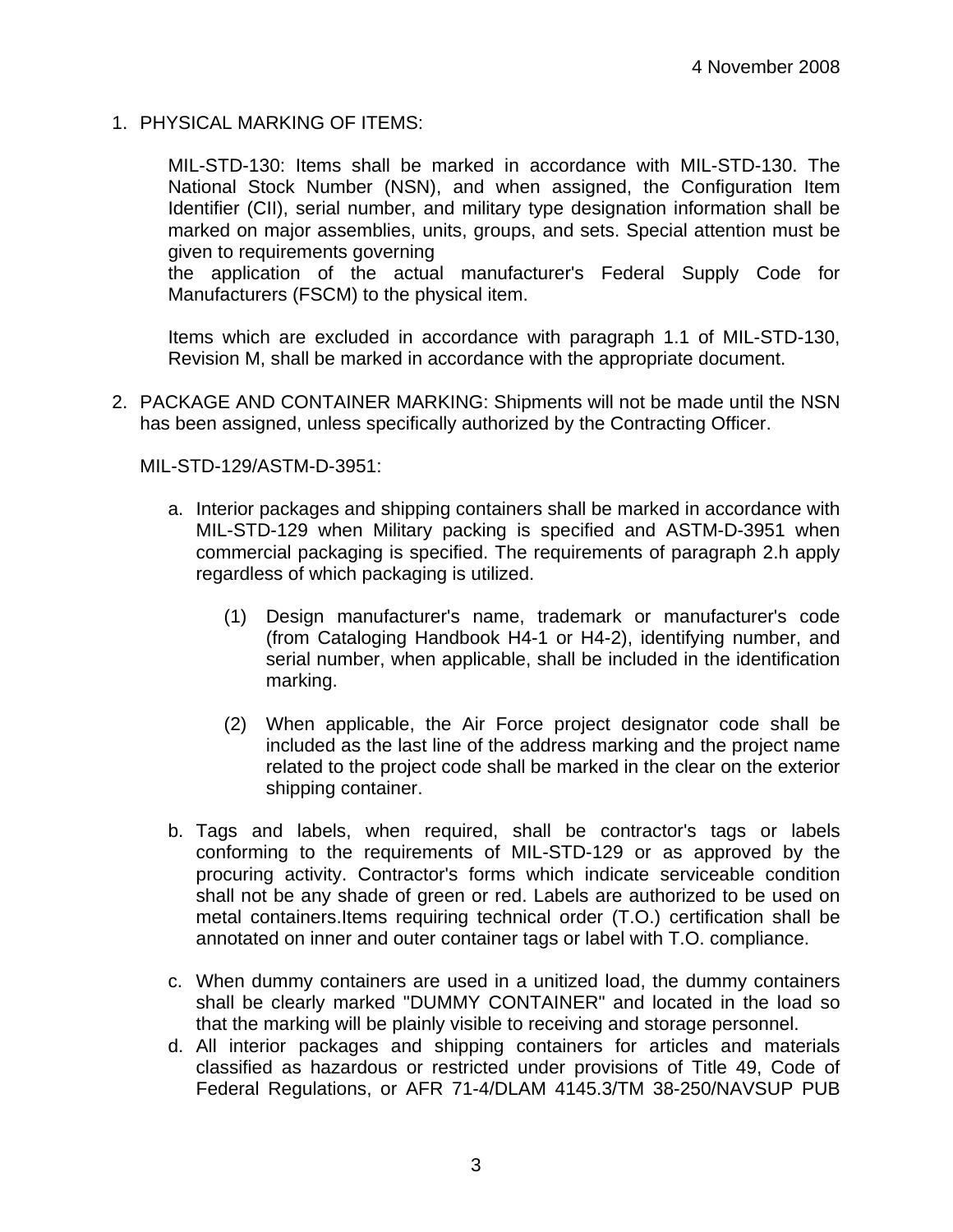4 November 2008

1. PHYSICAL MARKING OF ITEMS:

   MIL-STD-130: Items shall be marked in accordance with MIL-STD-130. The National Stock Number (NSN), and when assigned, the Configuration Item Identifier (CII), serial number, and military type designation information shall be marked on major assemblies, units, groups, and sets. Special attention must be given to requirements governing
   the application of the actual manufacturer's Federal Supply Code for Manufacturers (FSCM) to the physical item.

   Items which are excluded in accordance with paragraph 1.1 of MIL-STD-130, Revision M, shall be marked in accordance with the appropriate document.

2. PACKAGE AND CONTAINER MARKING: Shipments will not be made until the NSN has been assigned, unless specifically authorized by the Contracting Officer.

   MIL-STD-129/ASTM-D-3951:

   a. Interior packages and shipping containers shall be marked in accordance with MIL-STD-129 when Military packing is specified and ASTM-D-3951 when commercial packaging is specified. The requirements of paragraph 2.h apply regardless of which packaging is utilized.

      (1) Design manufacturer's name, trademark or manufacturer's code (from Cataloging Handbook H4-1 or H4-2), identifying number, and serial number, when applicable, shall be included in the identification marking.

      (2) When applicable, the Air Force project designator code shall be included as the last line of the address marking and the project name related to the project code shall be marked in the clear on the exterior shipping container.

   b. Tags and labels, when required, shall be contractor's tags or labels conforming to the requirements of MIL-STD-129 or as approved by the procuring activity. Contractor's forms which indicate serviceable condition shall not be any shade of green or red. Labels are authorized to be used on metal containers.Items requiring technical order (T.O.) certification shall be annotated on inner and outer container tags or label with T.O. compliance.

   c. When dummy containers are used in a unitized load, the dummy containers shall be clearly marked "DUMMY CONTAINER" and located in the load so that the marking will be plainly visible to receiving and storage personnel.

   d. All interior packages and shipping containers for articles and materials classified as hazardous or restricted under provisions of Title 49, Code of Federal Regulations, or AFR 71-4/DLAM 4145.3/TM 38-250/NAVSUP PUB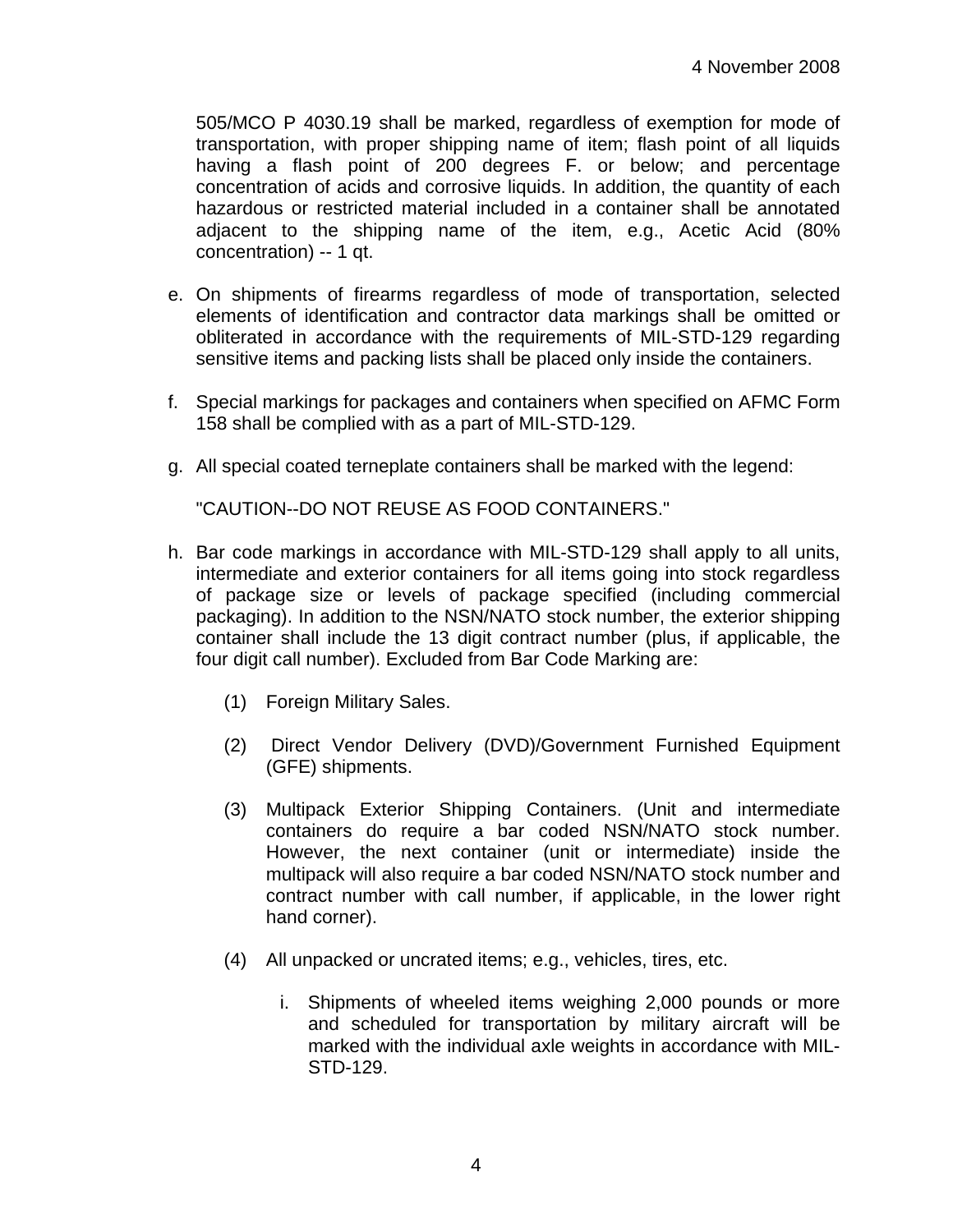505/MCO P 4030.19 shall be marked, regardless of exemption for mode of transportation, with proper shipping name of item; flash point of all liquids having a flash point of 200 degrees F. or below; and percentage concentration of acids and corrosive liquids. In addition, the quantity of each hazardous or restricted material included in a container shall be annotated adjacent to the shipping name of the item, e.g., Acetic Acid (80% concentration) -- 1 qt.

e. On shipments of firearms regardless of mode of transportation, selected elements of identification and contractor data markings shall be omitted or obliterated in accordance with the requirements of MIL-STD-129 regarding sensitive items and packing lists shall be placed only inside the containers.

f. Special markings for packages and containers when specified on AFMC Form 158 shall be complied with as a part of MIL-STD-129.

g. All special coated terneplate containers shall be marked with the legend:

   "CAUTION--DO NOT REUSE AS FOOD CONTAINERS."

h. Bar code markings in accordance with MIL-STD-129 shall apply to all units, intermediate and exterior containers for all items going into stock regardless of package size or levels of package specified (including commercial packaging). In addition to the NSN/NATO stock number, the exterior shipping container shall include the 13 digit contract number (plus, if applicable, the four digit call number). Excluded from Bar Code Marking are:

   (1) Foreign Military Sales.

   (2) Direct Vendor Delivery (DVD)/Government Furnished Equipment (GFE) shipments.

   (3) Multipack Exterior Shipping Containers. (Unit and intermediate containers do require a bar coded NSN/NATO stock number. However, the next container (unit or intermediate) inside the multipack will also require a bar coded NSN/NATO stock number and contract number with call number, if applicable, in the lower right hand corner).

   (4) All unpacked or uncrated items; e.g., vehicles, tires, etc.

i. Shipments of wheeled items weighing 2,000 pounds or more and scheduled for transportation by military aircraft will be marked with the individual axle weights in accordance with MIL-STD-129.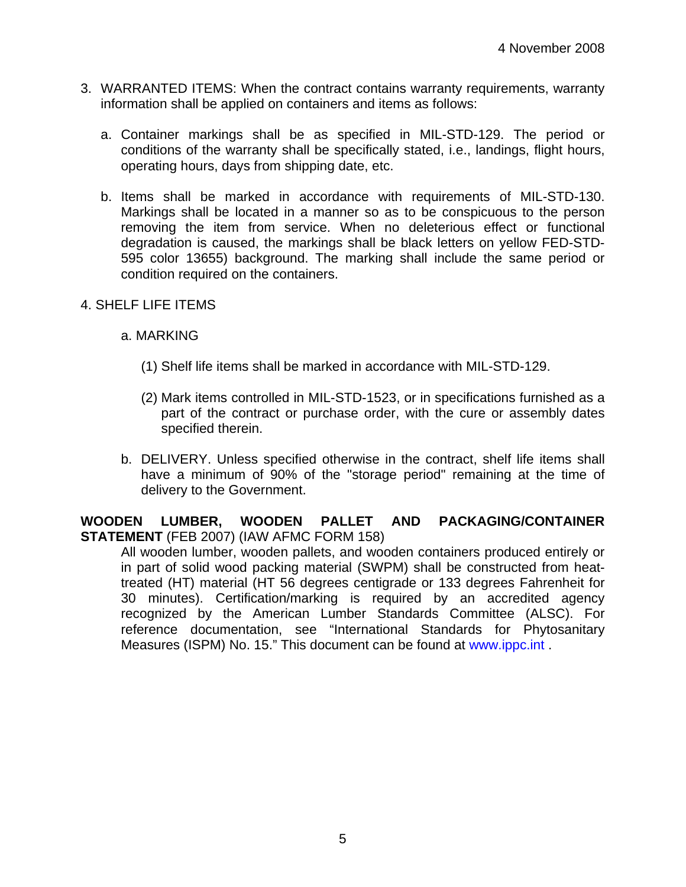4 November 2008

3. WARRANTED ITEMS: When the contract contains warranty requirements, warranty information shall be applied on containers and items as follows:

   a. Container markings shall be as specified in MIL-STD-129. The period or conditions of the warranty shall be specifically stated, i.e., landings, flight hours, operating hours, days from shipping date, etc.

   b. Items shall be marked in accordance with requirements of MIL-STD-130. Markings shall be located in a manner so as to be conspicuous to the person removing the item from service. When no deleterious effect or functional degradation is caused, the markings shall be black letters on yellow FED-STD-595 color 13655) background. The marking shall include the same period or condition required on the containers.

4. SHELF LIFE ITEMS

   a. MARKING

      (1) Shelf life items shall be marked in accordance with MIL-STD-129.

      (2) Mark items controlled in MIL-STD-1523, or in specifications furnished as a part of the contract or purchase order, with the cure or assembly dates specified therein.

   b. DELIVERY. Unless specified otherwise in the contract, shelf life items shall have a minimum of 90% of the "storage period" remaining at the time of delivery to the Government.

**WOODEN LUMBER, WOODEN PALLET AND PACKAGING/CONTAINER STATEMENT** (FEB 2007) (IAW AFMC FORM 158)

All wooden lumber, wooden pallets, and wooden containers produced entirely or in part of solid wood packing material (SWPM) shall be constructed from heat-treated (HT) material (HT 56 degrees centigrade or 133 degrees Fahrenheit for 30 minutes). Certification/marking is required by an accredited agency recognized by the American Lumber Standards Committee (ALSC). For reference documentation, see "International Standards for Phytosanitary Measures (ISPM) No. 15." This document can be found at www.ippc.int .